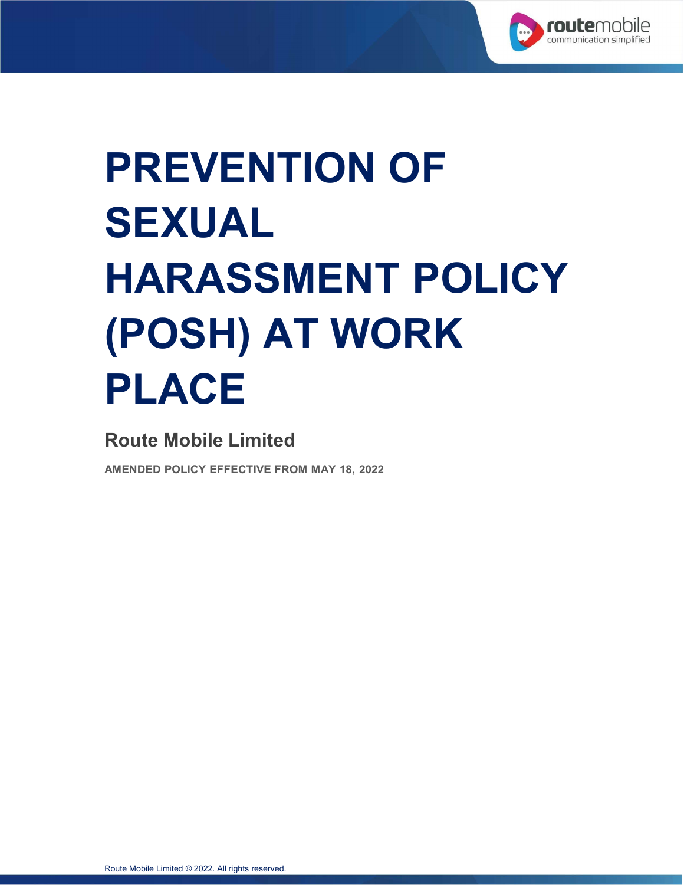# PREVENTION OF SEXUAL HARASSMENT POLICY (POSH) AT WORK PLACE

## Route Mobile Limited

**AMENDED POLICY EFFECTIVE FROM MAY 18, 2022**

Route Mobile Limited © 2022. All rights reserved.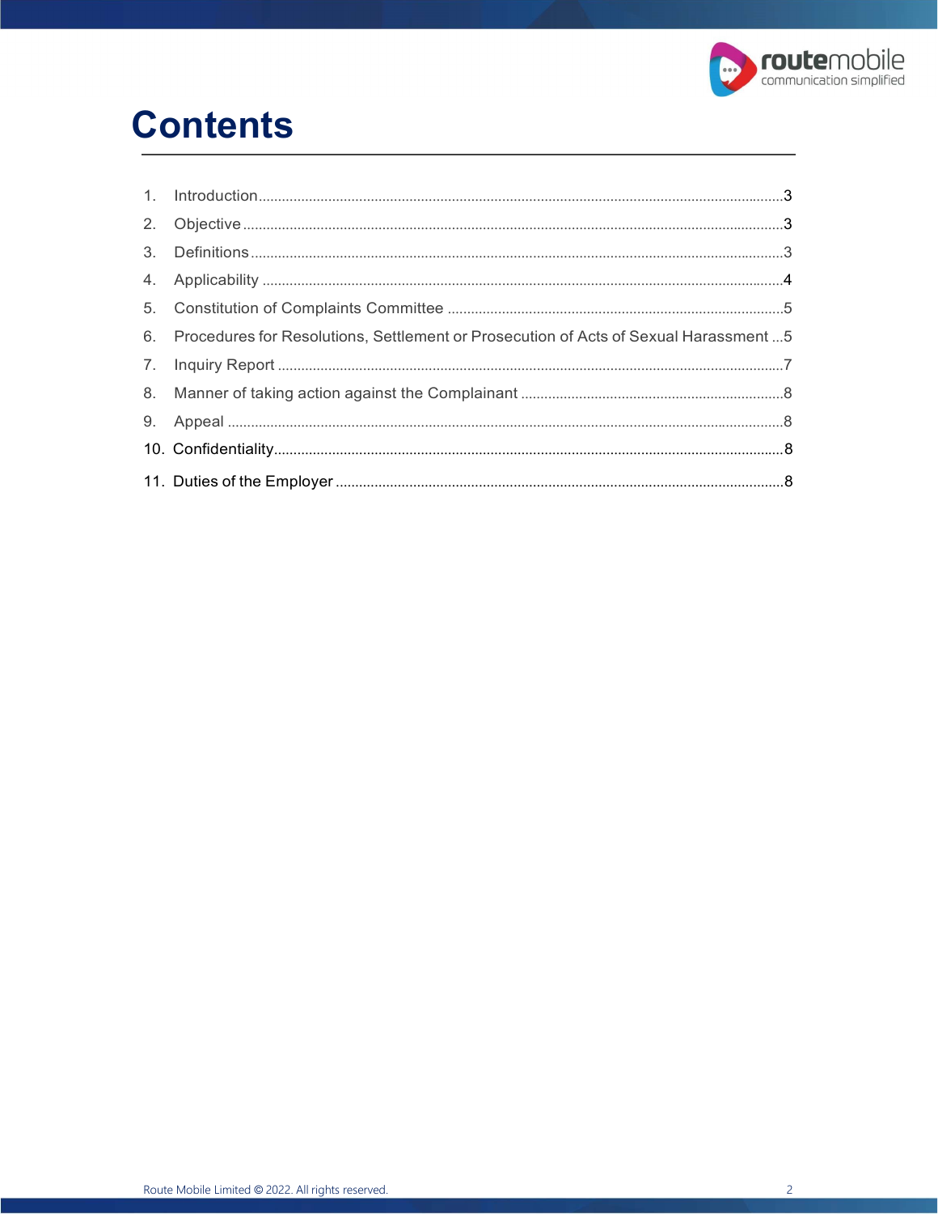# Contents

1. Introduction ........................................................................................................................................3
2. Objective ............................................................................................................................................3
3. Definitions ..........................................................................................................................................3
4. Applicability .......................................................................................................................................4
5. Constitution of Complaints Committee .......................................................................................5
6. Procedures for Resolutions, Settlement or Prosecution of Acts of Sexual Harassment ...5
7. Inquiry Report ...................................................................................................................................7
8. Manner of taking action against the Complainant ....................................................................8
9. Appeal ................................................................................................................................................8
10. Confidentiality....................................................................................................................................8
11. Duties of the Employer ....................................................................................................................8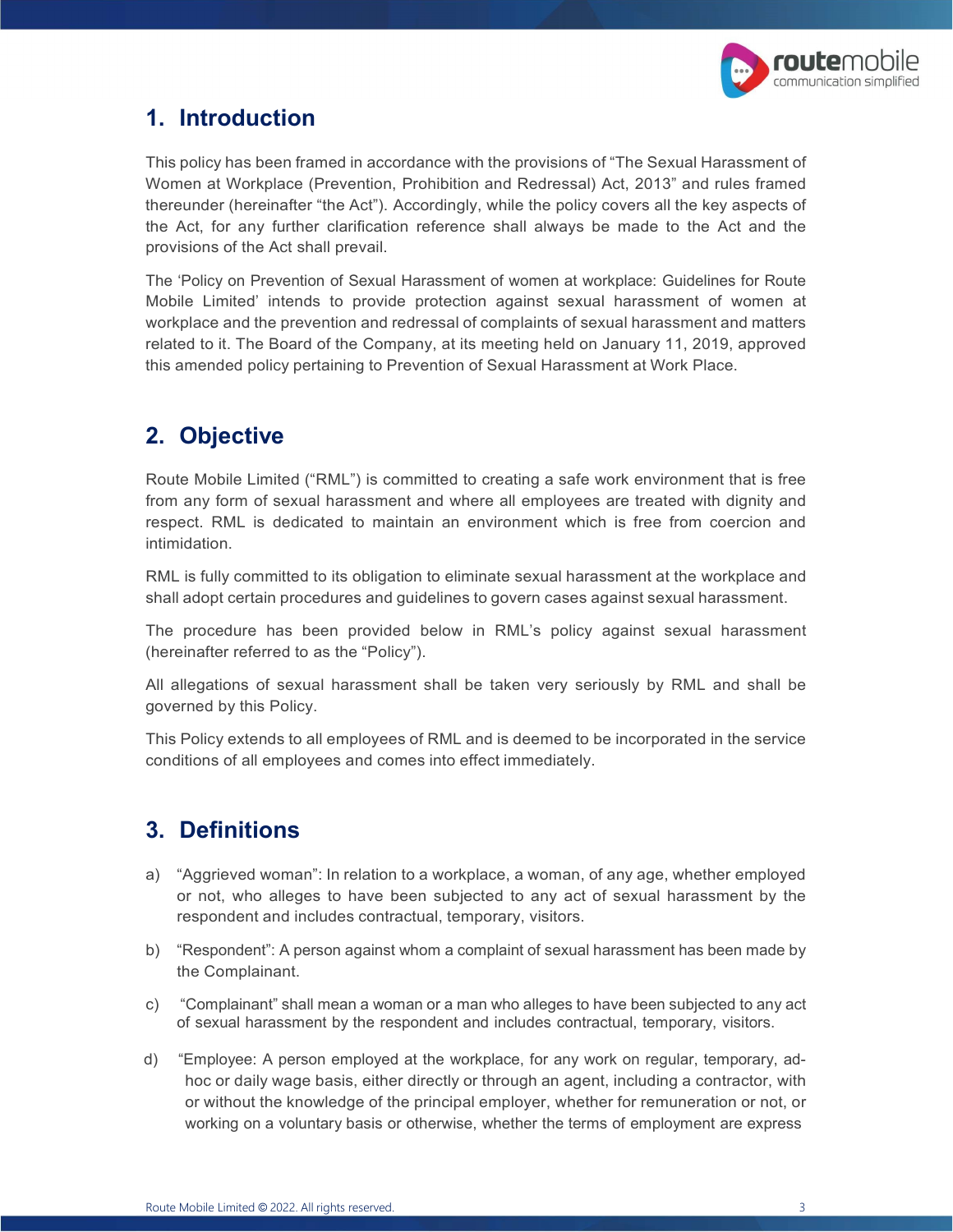## 1. Introduction

This policy has been framed in accordance with the provisions of "The Sexual Harassment of Women at Workplace (Prevention, Prohibition and Redressal) Act, 2013" and rules framed thereunder (hereinafter "the Act"). Accordingly, while the policy covers all the key aspects of the Act, for any further clarification reference shall always be made to the Act and the provisions of the Act shall prevail.

The 'Policy on Prevention of Sexual Harassment of women at workplace: Guidelines for Route Mobile Limited' intends to provide protection against sexual harassment of women at workplace and the prevention and redressal of complaints of sexual harassment and matters related to it. The Board of the Company, at its meeting held on January 11, 2019, approved this amended policy pertaining to Prevention of Sexual Harassment at Work Place.

## 2. Objective

Route Mobile Limited ("RML") is committed to creating a safe work environment that is free from any form of sexual harassment and where all employees are treated with dignity and respect. RML is dedicated to maintain an environment which is free from coercion and intimidation.

RML is fully committed to its obligation to eliminate sexual harassment at the workplace and shall adopt certain procedures and guidelines to govern cases against sexual harassment.

The procedure has been provided below in RML's policy against sexual harassment (hereinafter referred to as the "Policy").

All allegations of sexual harassment shall be taken very seriously by RML and shall be governed by this Policy.

This Policy extends to all employees of RML and is deemed to be incorporated in the service conditions of all employees and comes into effect immediately.

## 3. Definitions

a) "Aggrieved woman": In relation to a workplace, a woman, of any age, whether employed or not, who alleges to have been subjected to any act of sexual harassment by the respondent and includes contractual, temporary, visitors.

b) "Respondent": A person against whom a complaint of sexual harassment has been made by the Complainant.

c) "Complainant" shall mean a woman or a man who alleges to have been subjected to any act of sexual harassment by the respondent and includes contractual, temporary, visitors.

d) "Employee: A person employed at the workplace, for any work on regular, temporary, ad-hoc or daily wage basis, either directly or through an agent, including a contractor, with or without the knowledge of the principal employer, whether for remuneration or not, or working on a voluntary basis or otherwise, whether the terms of employment are express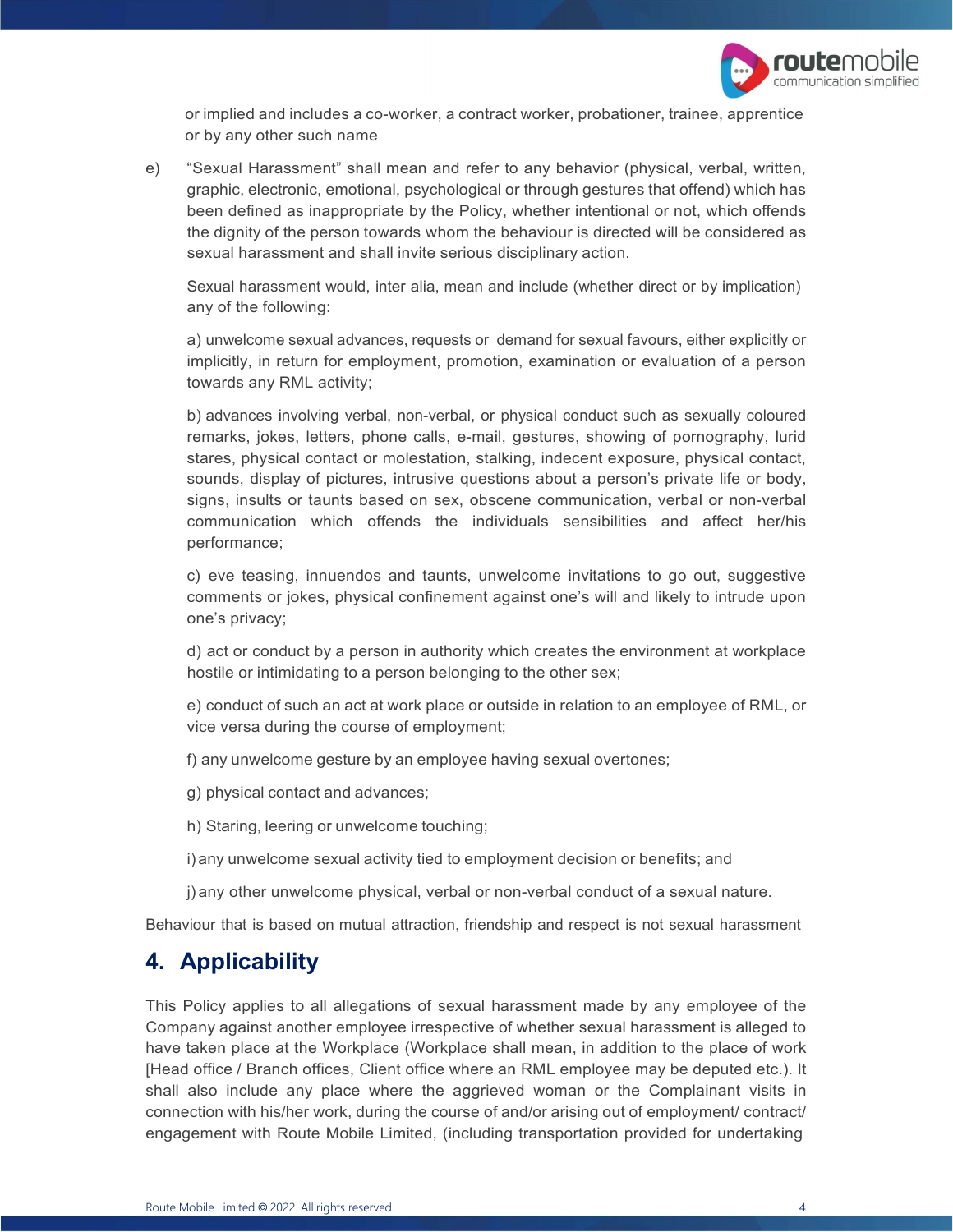or implied and includes a co-worker, a contract worker, probationer, trainee, apprentice or by any other such name

e) "Sexual Harassment" shall mean and refer to any behavior (physical, verbal, written, graphic, electronic, emotional, psychological or through gestures that offend) which has been defined as inappropriate by the Policy, whether intentional or not, which offends the dignity of the person towards whom the behaviour is directed will be considered as sexual harassment and shall invite serious disciplinary action.

Sexual harassment would, inter alia, mean and include (whether direct or by implication) any of the following:

a) unwelcome sexual advances, requests or demand for sexual favours, either explicitly or implicitly, in return for employment, promotion, examination or evaluation of a person towards any RML activity;

b) advances involving verbal, non-verbal, or physical conduct such as sexually coloured remarks, jokes, letters, phone calls, e-mail, gestures, showing of pornography, lurid stares, physical contact or molestation, stalking, indecent exposure, physical contact, sounds, display of pictures, intrusive questions about a person's private life or body, signs, insults or taunts based on sex, obscene communication, verbal or non-verbal communication which offends the individuals sensibilities and affect her/his performance;

c) eve teasing, innuendos and taunts, unwelcome invitations to go out, suggestive comments or jokes, physical confinement against one's will and likely to intrude upon one's privacy;

d) act or conduct by a person in authority which creates the environment at workplace hostile or intimidating to a person belonging to the other sex;

e) conduct of such an act at work place or outside in relation to an employee of RML, or vice versa during the course of employment;

f) any unwelcome gesture by an employee having sexual overtones;

g) physical contact and advances;

h) Staring, leering or unwelcome touching;

i) any unwelcome sexual activity tied to employment decision or benefits; and

j) any other unwelcome physical, verbal or non-verbal conduct of a sexual nature.

Behaviour that is based on mutual attraction, friendship and respect is not sexual harassment

## 4. Applicability

This Policy applies to all allegations of sexual harassment made by any employee of the Company against another employee irrespective of whether sexual harassment is alleged to have taken place at the Workplace (Workplace shall mean, in addition to the place of work [Head office / Branch offices, Client office where an RML employee may be deputed etc.). It shall also include any place where the aggrieved woman or the Complainant visits in connection with his/her work, during the course of and/or arising out of employment/ contract/ engagement with Route Mobile Limited, (including transportation provided for undertaking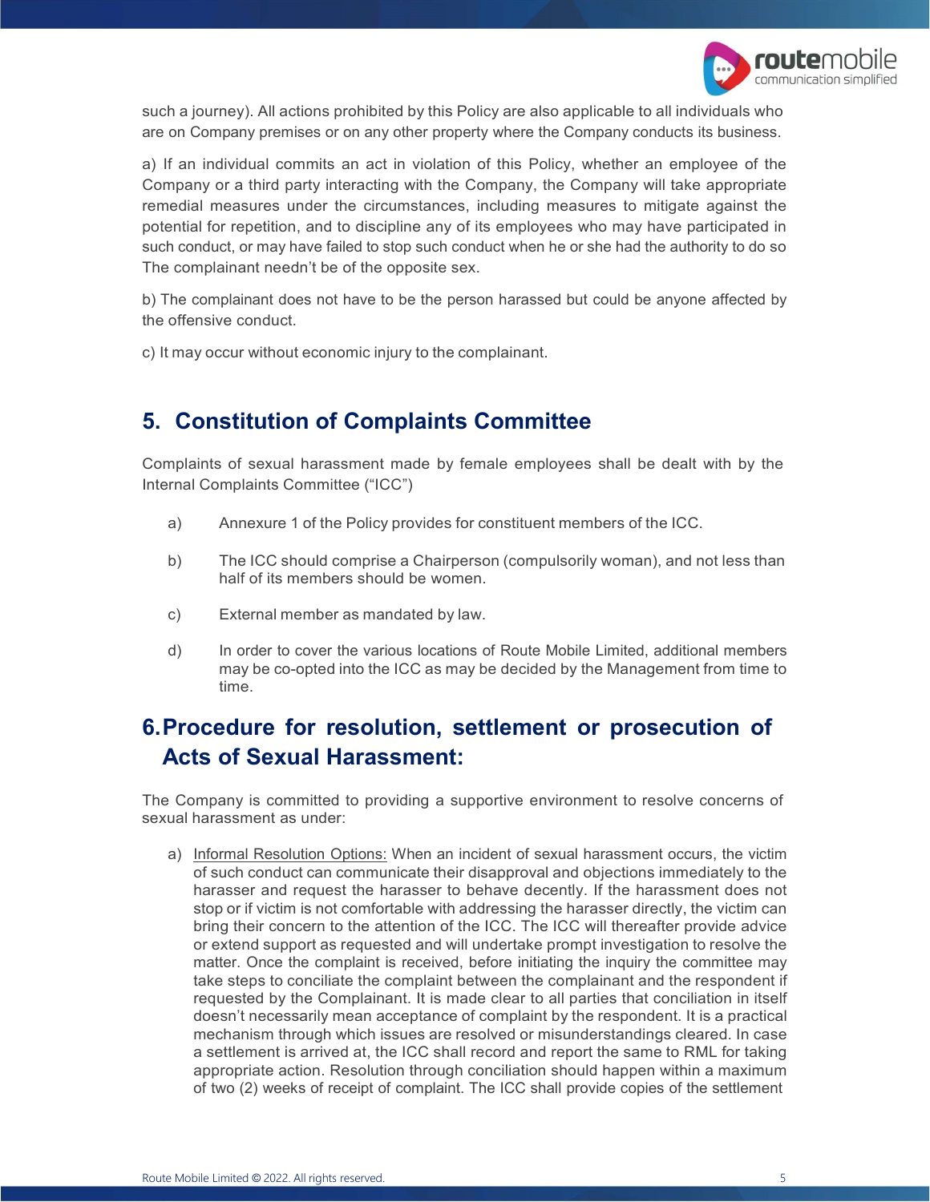such a journey). All actions prohibited by this Policy are also applicable to all individuals who are on Company premises or on any other property where the Company conducts its business.

a) If an individual commits an act in violation of this Policy, whether an employee of the Company or a third party interacting with the Company, the Company will take appropriate remedial measures under the circumstances, including measures to mitigate against the potential for repetition, and to discipline any of its employees who may have participated in such conduct, or may have failed to stop such conduct when he or she had the authority to do so The complainant needn't be of the opposite sex.

b) The complainant does not have to be the person harassed but could be anyone affected by the offensive conduct.

c) It may occur without economic injury to the complainant.

## 5. Constitution of Complaints Committee

Complaints of sexual harassment made by female employees shall be dealt with by the Internal Complaints Committee ("ICC")

a) Annexure 1 of the Policy provides for constituent members of the ICC.

b) The ICC should comprise a Chairperson (compulsorily woman), and not less than half of its members should be women.

c) External member as mandated by law.

d) In order to cover the various locations of Route Mobile Limited, additional members may be co-opted into the ICC as may be decided by the Management from time to time.

## 6. Procedure for resolution, settlement or prosecution of Acts of Sexual Harassment:

The Company is committed to providing a supportive environment to resolve concerns of sexual harassment as under:

a) Informal Resolution Options: When an incident of sexual harassment occurs, the victim of such conduct can communicate their disapproval and objections immediately to the harasser and request the harasser to behave decently. If the harassment does not stop or if victim is not comfortable with addressing the harasser directly, the victim can bring their concern to the attention of the ICC. The ICC will thereafter provide advice or extend support as requested and will undertake prompt investigation to resolve the matter. Once the complaint is received, before initiating the inquiry the committee may take steps to conciliate the complaint between the complainant and the respondent if requested by the Complainant. It is made clear to all parties that conciliation in itself doesn't necessarily mean acceptance of complaint by the respondent. It is a practical mechanism through which issues are resolved or misunderstandings cleared. In case a settlement is arrived at, the ICC shall record and report the same to RML for taking appropriate action. Resolution through conciliation should happen within a maximum of two (2) weeks of receipt of complaint. The ICC shall provide copies of the settlement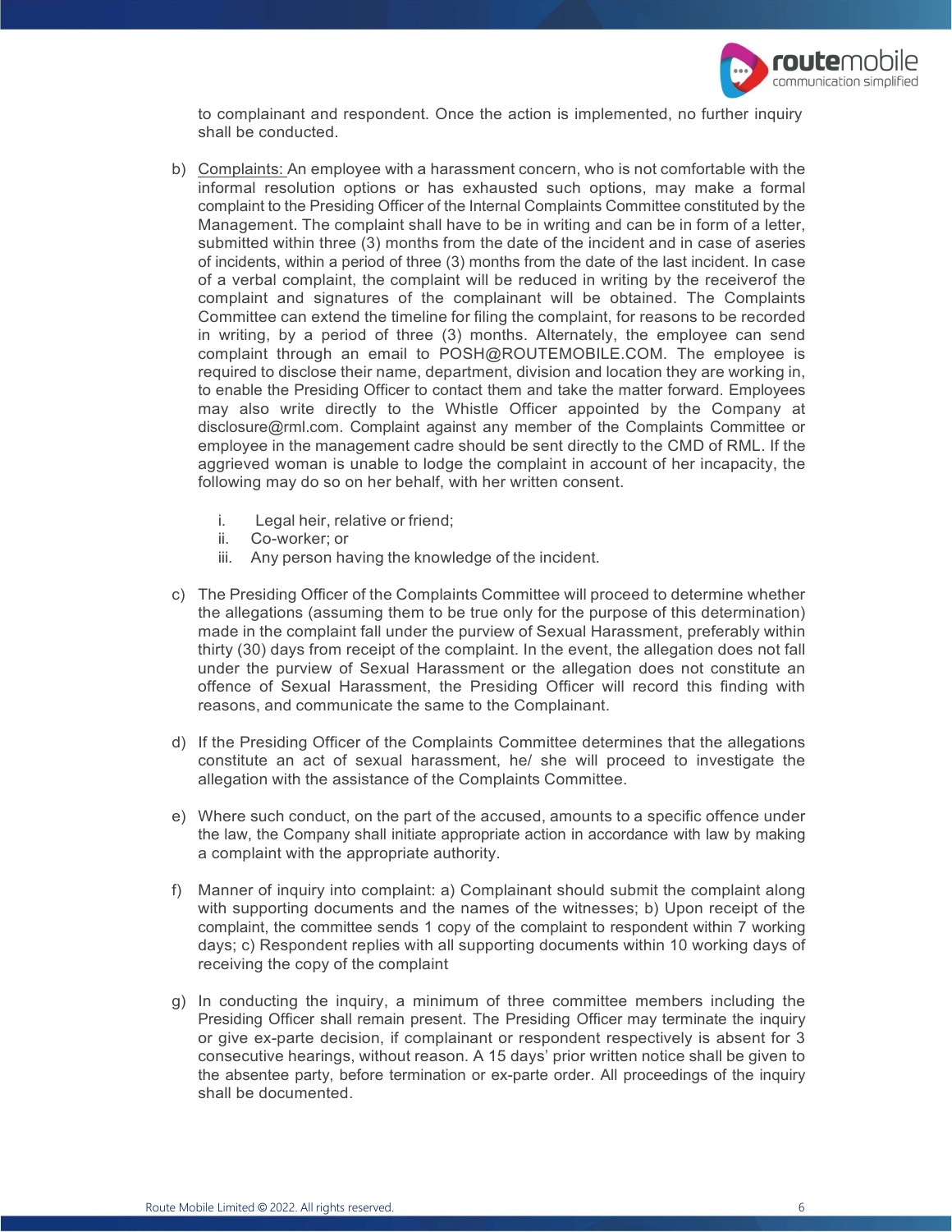to complainant and respondent. Once the action is implemented, no further inquiry shall be conducted.

b) Complaints: An employee with a harassment concern, who is not comfortable with the informal resolution options or has exhausted such options, may make a formal complaint to the Presiding Officer of the Internal Complaints Committee constituted by the Management. The complaint shall have to be in writing and can be in form of a letter, submitted within three (3) months from the date of the incident and in case of aseries of incidents, within a period of three (3) months from the date of the last incident. In case of a verbal complaint, the complaint will be reduced in writing by the receiverof the complaint and signatures of the complainant will be obtained. The Complaints Committee can extend the timeline for filing the complaint, for reasons to be recorded in writing, by a period of three (3) months. Alternately, the employee can send complaint through an email to POSH@ROUTEMOBILE.COM. The employee is required to disclose their name, department, division and location they are working in, to enable the Presiding Officer to contact them and take the matter forward. Employees may also write directly to the Whistle Officer appointed by the Company at disclosure@rml.com. Complaint against any member of the Complaints Committee or employee in the management cadre should be sent directly to the CMD of RML. If the aggrieved woman is unable to lodge the complaint in account of her incapacity, the following may do so on her behalf, with her written consent.

   i. Legal heir, relative or friend;
   ii. Co-worker; or
   iii. Any person having the knowledge of the incident.

c) The Presiding Officer of the Complaints Committee will proceed to determine whether the allegations (assuming them to be true only for the purpose of this determination) made in the complaint fall under the purview of Sexual Harassment, preferably within thirty (30) days from receipt of the complaint. In the event, the allegation does not fall under the purview of Sexual Harassment or the allegation does not constitute an offence of Sexual Harassment, the Presiding Officer will record this finding with reasons, and communicate the same to the Complainant.

d) If the Presiding Officer of the Complaints Committee determines that the allegations constitute an act of sexual harassment, he/ she will proceed to investigate the allegation with the assistance of the Complaints Committee.

e) Where such conduct, on the part of the accused, amounts to a specific offence under the law, the Company shall initiate appropriate action in accordance with law by making a complaint with the appropriate authority.

f) Manner of inquiry into complaint: a) Complainant should submit the complaint along with supporting documents and the names of the witnesses; b) Upon receipt of the complaint, the committee sends 1 copy of the complaint to respondent within 7 working days; c) Respondent replies with all supporting documents within 10 working days of receiving the copy of the complaint

g) In conducting the inquiry, a minimum of three committee members including the Presiding Officer shall remain present. The Presiding Officer may terminate the inquiry or give ex-parte decision, if complainant or respondent respectively is absent for 3 consecutive hearings, without reason. A 15 days' prior written notice shall be given to the absentee party, before termination or ex-parte order. All proceedings of the inquiry shall be documented.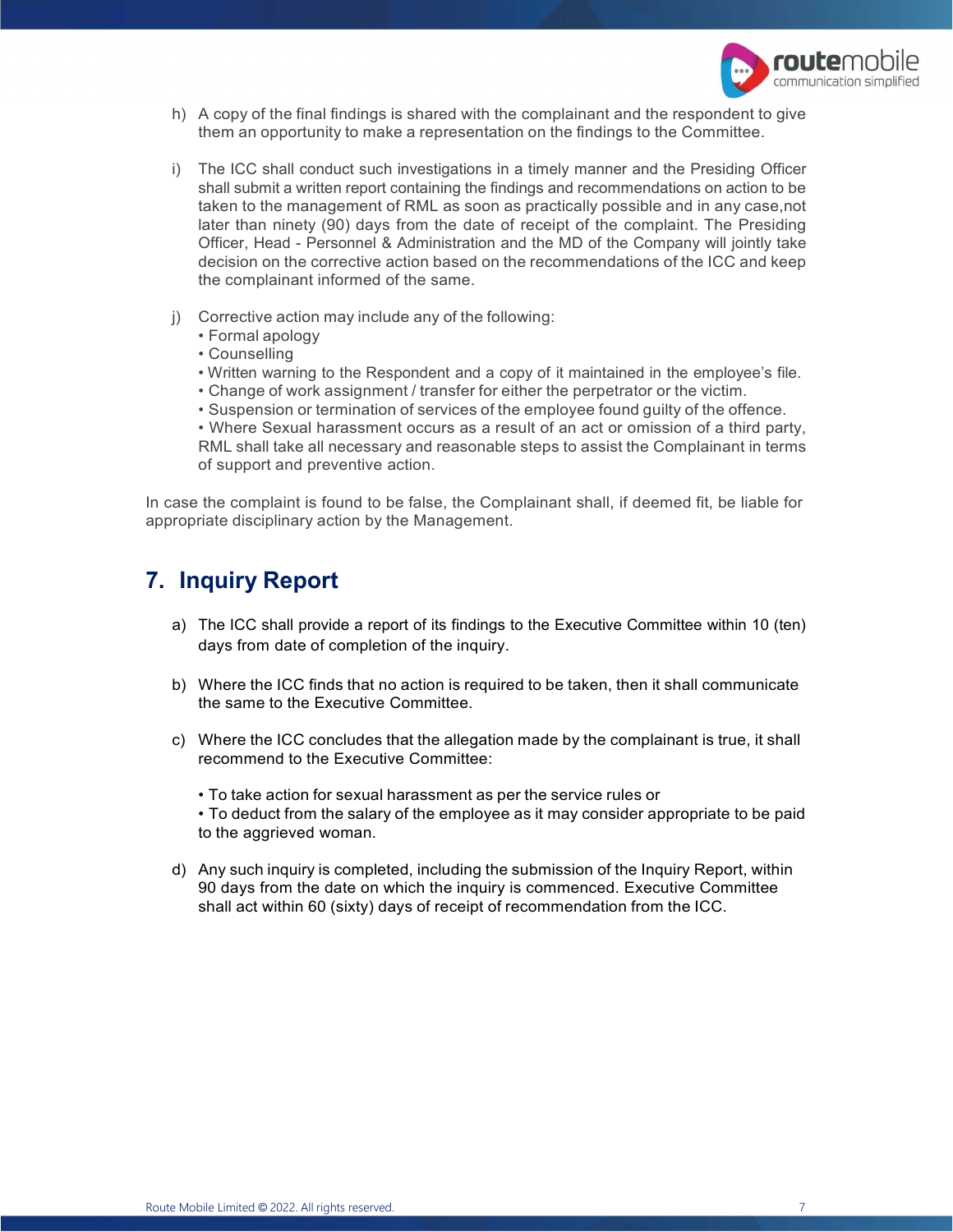h) A copy of the final findings is shared with the complainant and the respondent to give them an opportunity to make a representation on the findings to the Committee.

i) The ICC shall conduct such investigations in a timely manner and the Presiding Officer shall submit a written report containing the findings and recommendations on action to be taken to the management of RML as soon as practically possible and in any case,not later than ninety (90) days from the date of receipt of the complaint. The Presiding Officer, Head - Personnel & Administration and the MD of the Company will jointly take decision on the corrective action based on the recommendations of the ICC and keep the complainant informed of the same.

j) Corrective action may include any of the following:
   - Formal apology
   - Counselling
   - Written warning to the Respondent and a copy of it maintained in the employee's file.
   - Change of work assignment / transfer for either the perpetrator or the victim.
   - Suspension or termination of services of the employee found guilty of the offence.
   - Where Sexual harassment occurs as a result of an act or omission of a third party, RML shall take all necessary and reasonable steps to assist the Complainant in terms of support and preventive action.

In case the complaint is found to be false, the Complainant shall, if deemed fit, be liable for appropriate disciplinary action by the Management.

## 7. Inquiry Report

a) The ICC shall provide a report of its findings to the Executive Committee within 10 (ten) days from date of completion of the inquiry.

b) Where the ICC finds that no action is required to be taken, then it shall communicate the same to the Executive Committee.

c) Where the ICC concludes that the allegation made by the complainant is true, it shall recommend to the Executive Committee:

   - To take action for sexual harassment as per the service rules or
   - To deduct from the salary of the employee as it may consider appropriate to be paid to the aggrieved woman.

d) Any such inquiry is completed, including the submission of the Inquiry Report, within 90 days from the date on which the inquiry is commenced. Executive Committee shall act within 60 (sixty) days of receipt of recommendation from the ICC.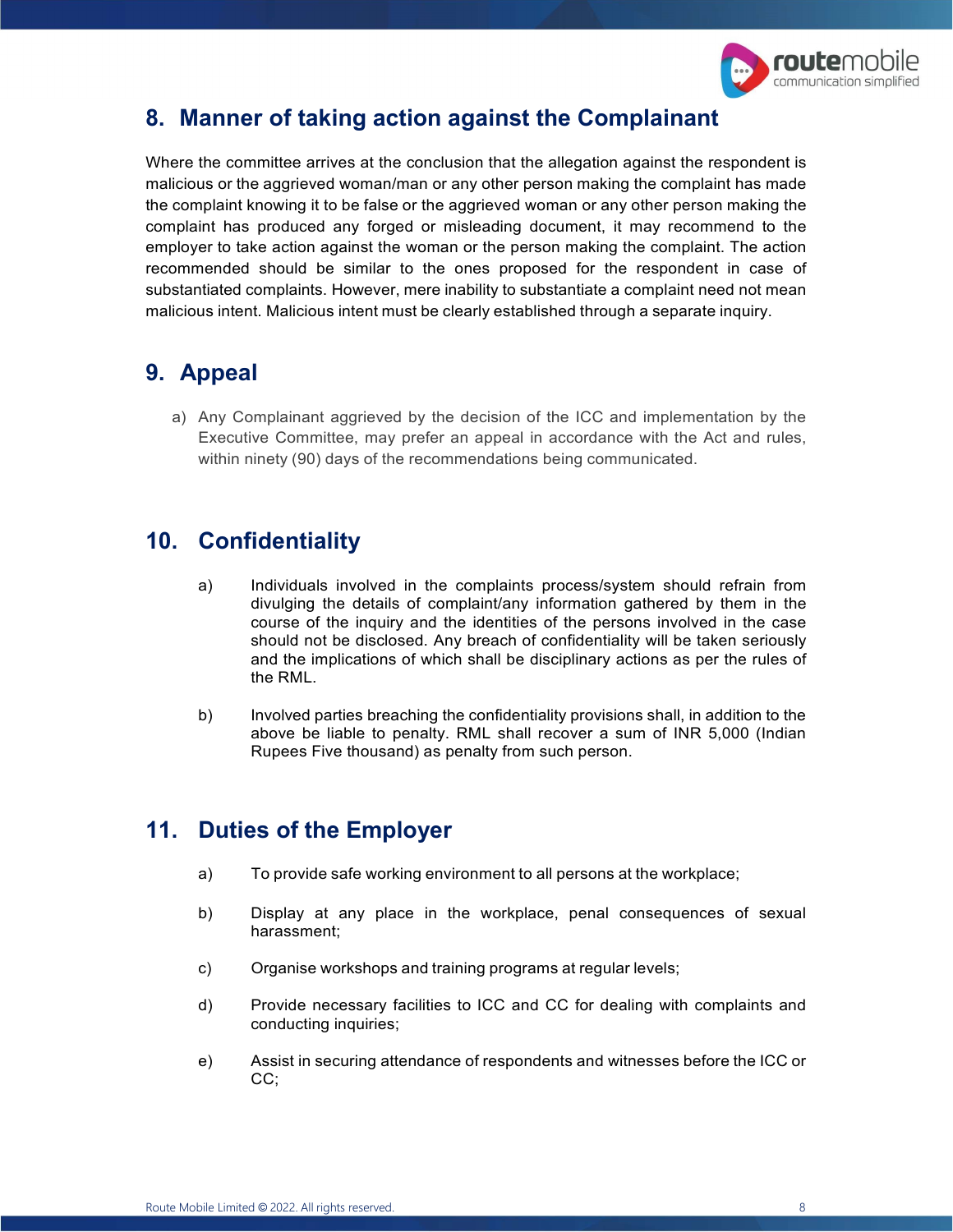## 8. Manner of taking action against the Complainant

Where the committee arrives at the conclusion that the allegation against the respondent is malicious or the aggrieved woman/man or any other person making the complaint has made the complaint knowing it to be false or the aggrieved woman or any other person making the complaint has produced any forged or misleading document, it may recommend to the employer to take action against the woman or the person making the complaint. The action recommended should be similar to the ones proposed for the respondent in case of substantiated complaints. However, mere inability to substantiate a complaint need not mean malicious intent. Malicious intent must be clearly established through a separate inquiry.

## 9. Appeal

a) Any Complainant aggrieved by the decision of the ICC and implementation by the Executive Committee, may prefer an appeal in accordance with the Act and rules, within ninety (90) days of the recommendations being communicated.

## 10. Confidentiality

a) Individuals involved in the complaints process/system should refrain from divulging the details of complaint/any information gathered by them in the course of the inquiry and the identities of the persons involved in the case should not be disclosed. Any breach of confidentiality will be taken seriously and the implications of which shall be disciplinary actions as per the rules of the RML.

b) Involved parties breaching the confidentiality provisions shall, in addition to the above be liable to penalty. RML shall recover a sum of INR 5,000 (Indian Rupees Five thousand) as penalty from such person.

## 11. Duties of the Employer

a) To provide safe working environment to all persons at the workplace;

b) Display at any place in the workplace, penal consequences of sexual harassment;

c) Organise workshops and training programs at regular levels;

d) Provide necessary facilities to ICC and CC for dealing with complaints and conducting inquiries;

e) Assist in securing attendance of respondents and witnesses before the ICC or CC;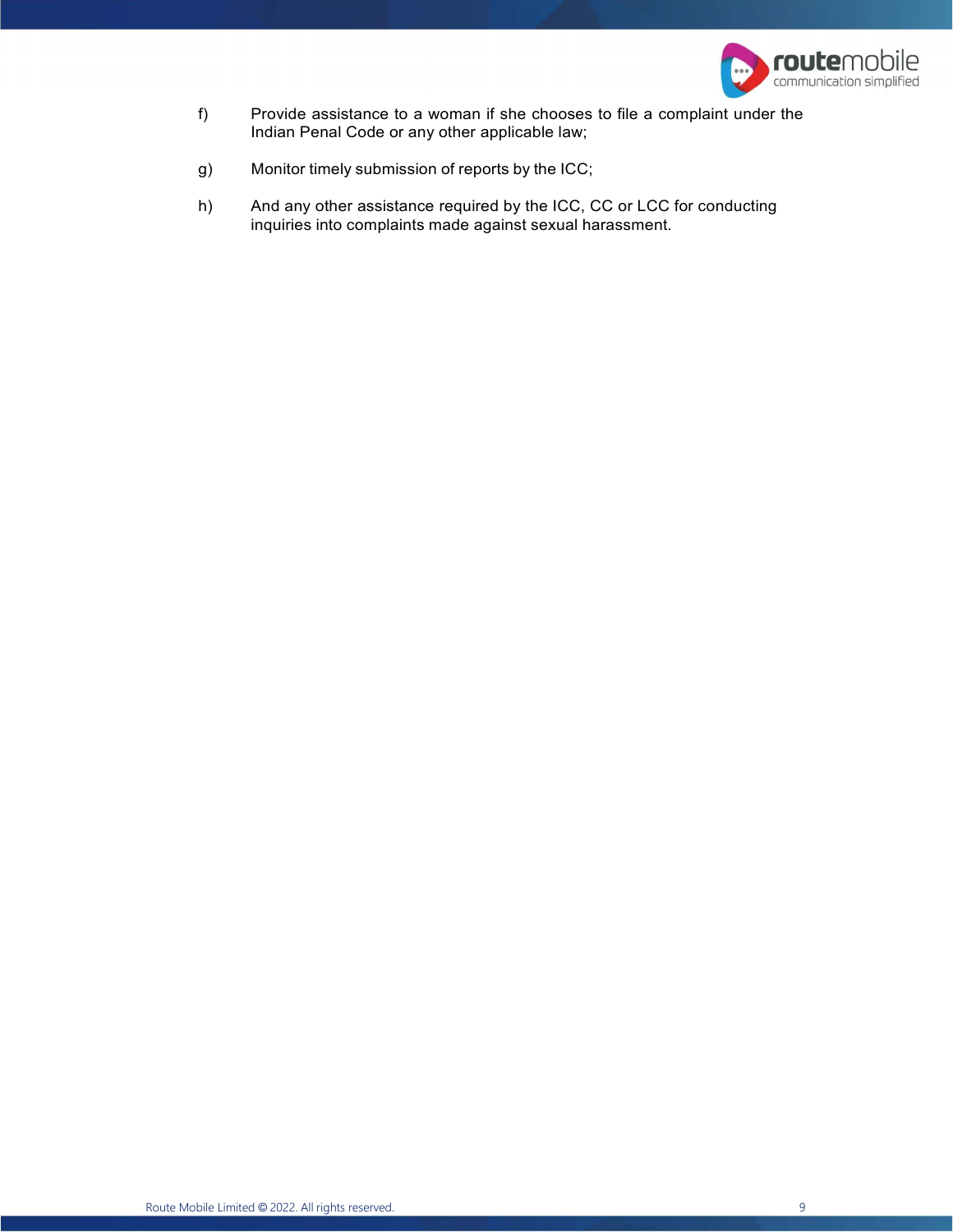f) Provide assistance to a woman if she chooses to file a complaint under the Indian Penal Code or any other applicable law;

g) Monitor timely submission of reports by the ICC;

h) And any other assistance required by the ICC, CC or LCC for conducting inquiries into complaints made against sexual harassment.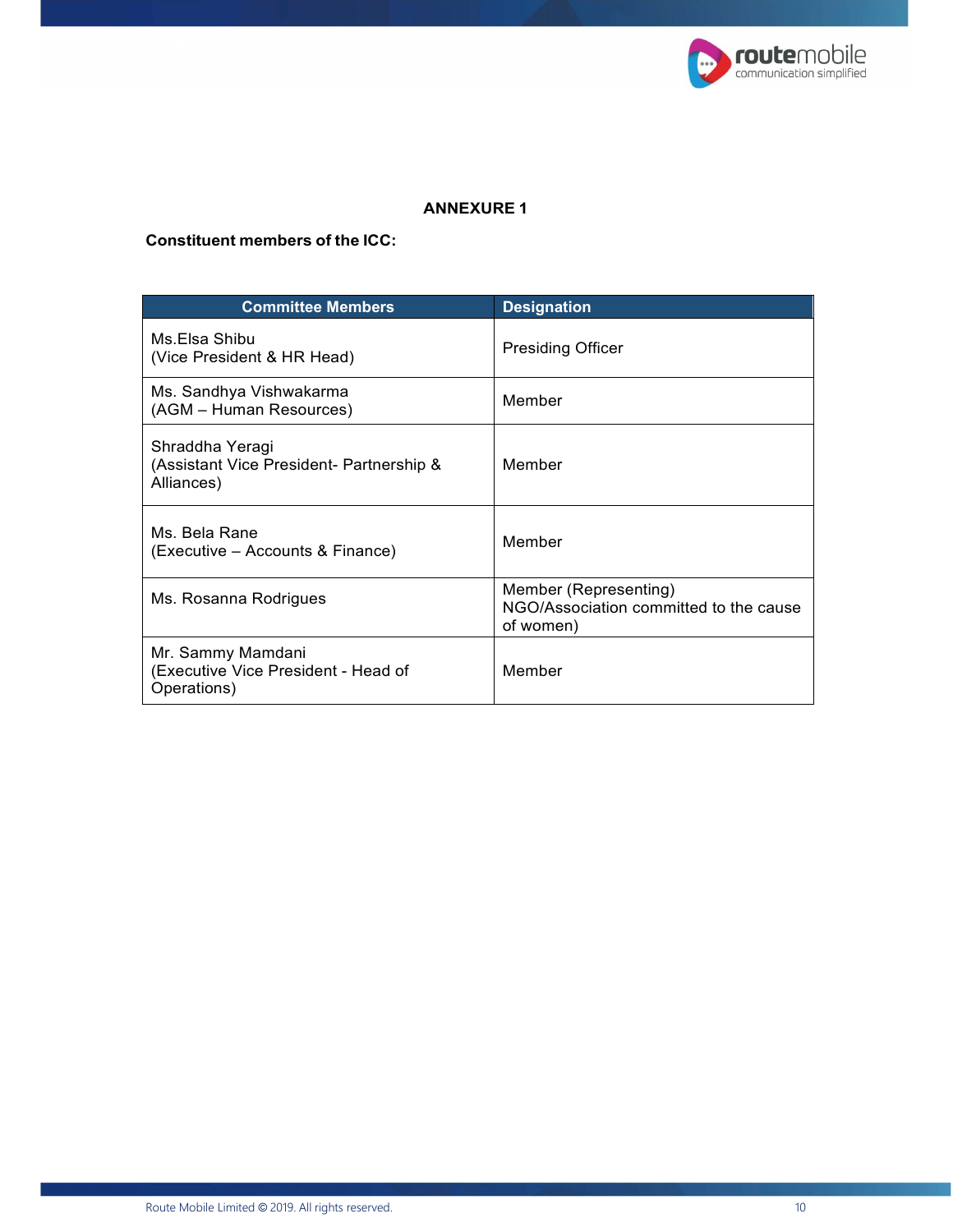# ANNEXURE 1

**Constituent members of the ICC:**

| Committee Members | Designation |
|---|---|
| Ms.Elsa Shibu<br>(Vice President & HR Head) | Presiding Officer |
| Ms. Sandhya Vishwakarma<br>(AGM – Human Resources) | Member |
| Shraddha Yeragi<br>(Assistant Vice President- Partnership & Alliances) | Member |
| Ms. Bela Rane<br>(Executive – Accounts & Finance) | Member |
| Ms. Rosanna Rodrigues | Member (Representing)<br>NGO/Association committed to the cause of women) |
| Mr. Sammy Mamdani<br>(Executive Vice President - Head of Operations) | Member |